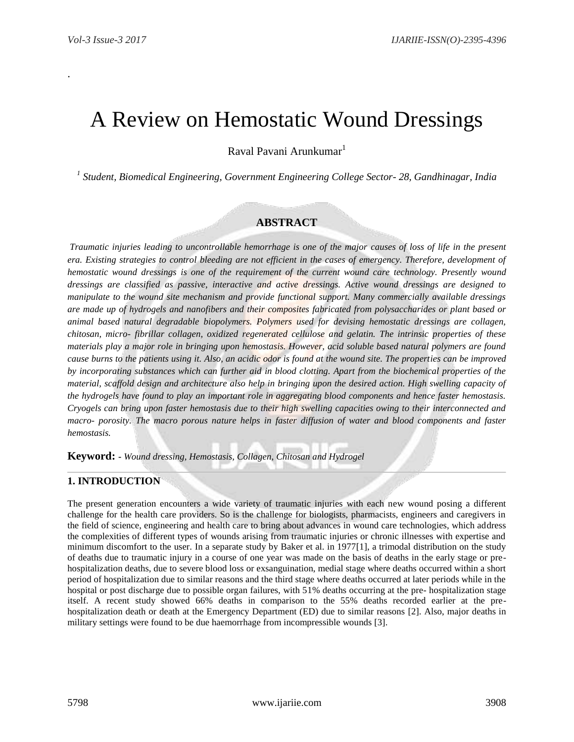# A Review on Hemostatic Wound Dressings

Raval Pavani Arunkumar[1]

[1] *Student, Biomedical Engineering, Government Engineering College Sector- 28, Gandhinagar, India*

## ABSTRACT

*Traumatic injuries leading to uncontrollable hemorrhage is one of the major causes of loss of life in the present era. Existing strategies to control bleeding are not efficient in the cases of emergency. Therefore, development of hemostatic wound dressings is one of the requirement of the current wound care technology. Presently wound dressings are classified as passive, interactive and active dressings. Active wound dressings are designed to manipulate to the wound site mechanism and provide functional support. Many commercially available dressings are made up of hydrogels and nanofibers and their composites fabricated from polysaccharides or plant based or animal based natural degradable biopolymers. Polymers used for devising hemostatic dressings are collagen, chitosan, micro- fibrillar collagen, oxidized regenerated cellulose and gelatin. The intrinsic properties of these materials play a major role in bringing upon hemostasis. However, acid soluble based natural polymers are found cause burns to the patients using it. Also, an acidic odor is found at the wound site. The properties can be improved by incorporating substances which can further aid in blood clotting. Apart from the biochemical properties of the material, scaffold design and architecture also help in bringing upon the desired action. High swelling capacity of the hydrogels have found to play an important role in aggregating blood components and hence faster hemostasis. Cryogels can bring upon faster hemostasis due to their high swelling capacities owing to their interconnected and macro- porosity. The macro porous nature helps in faster diffusion of water and blood components and faster hemostasis.*

**Keyword:** *- Wound dressing, Hemostasis, Collagen, Chitosan and Hydrogel*

## 1. INTRODUCTION

The present generation encounters a wide variety of traumatic injuries with each new wound posing a different challenge for the health care providers. So is the challenge for biologists, pharmacists, engineers and caregivers in the field of science, engineering and health care to bring about advances in wound care technologies, which address the complexities of different types of wounds arising from traumatic injuries or chronic illnesses with expertise and minimum discomfort to the user. In a separate study by Baker et al. in 1977[1], a trimodal distribution on the study of deaths due to traumatic injury in a course of one year was made on the basis of deaths in the early stage or pre-hospitalization deaths, due to severe blood loss or exsanguination, medial stage where deaths occurred within a short period of hospitalization due to similar reasons and the third stage where deaths occurred at later periods while in the hospital or post discharge due to possible organ failures, with 51% deaths occurring at the pre- hospitalization stage itself. A recent study showed 66% deaths in comparison to the 55% deaths recorded earlier at the pre-hospitalization death or death at the Emergency Department (ED) due to similar reasons [2]. Also, major deaths in military settings were found to be due haemorrhage from incompressible wounds [3].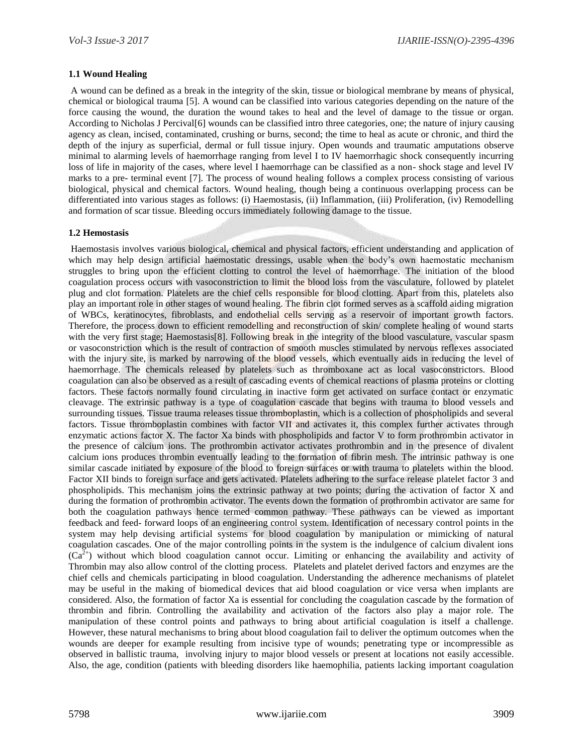### 1.1 Wound Healing

A wound can be defined as a break in the integrity of the skin, tissue or biological membrane by means of physical, chemical or biological trauma [5]. A wound can be classified into various categories depending on the nature of the force causing the wound, the duration the wound takes to heal and the level of damage to the tissue or organ. According to Nicholas J Percival[6] wounds can be classified intro three categories, one; the nature of injury causing agency as clean, incised, contaminated, crushing or burns, second; the time to heal as acute or chronic, and third the depth of the injury as superficial, dermal or full tissue injury. Open wounds and traumatic amputations observe minimal to alarming levels of haemorrhage ranging from level I to IV haemorrhagic shock consequently incurring loss of life in majority of the cases, where level I haemorrhage can be classified as a non- shock stage and level IV marks to a pre- terminal event [7]. The process of wound healing follows a complex process consisting of various biological, physical and chemical factors. Wound healing, though being a continuous overlapping process can be differentiated into various stages as follows: (i) Haemostasis, (ii) Inflammation, (iii) Proliferation, (iv) Remodelling and formation of scar tissue. Bleeding occurs immediately following damage to the tissue.

### 1.2 Hemostasis

Haemostasis involves various biological, chemical and physical factors, efficient understanding and application of which may help design artificial haemostatic dressings, usable when the body's own haemostatic mechanism struggles to bring upon the efficient clotting to control the level of haemorrhage. The initiation of the blood coagulation process occurs with vasoconstriction to limit the blood loss from the vasculature, followed by platelet plug and clot formation. Platelets are the chief cells responsible for blood clotting. Apart from this, platelets also play an important role in other stages of wound healing. The fibrin clot formed serves as a scaffold aiding migration of WBCs, keratinocytes, fibroblasts, and endothelial cells serving as a reservoir of important growth factors. Therefore, the process down to efficient remodelling and reconstruction of skin/ complete healing of wound starts with the very first stage; Haemostasis[8]. Following break in the integrity of the blood vasculature, vascular spasm or vasoconstriction which is the result of contraction of smooth muscles stimulated by nervous reflexes associated with the injury site, is marked by narrowing of the blood vessels, which eventually aids in reducing the level of haemorrhage. The chemicals released by platelets such as thromboxane act as local vasoconstrictors. Blood coagulation can also be observed as a result of cascading events of chemical reactions of plasma proteins or clotting factors. These factors normally found circulating in inactive form get activated on surface contact or enzymatic cleavage. The extrinsic pathway is a type of coagulation cascade that begins with trauma to blood vessels and surrounding tissues. Tissue trauma releases tissue thromboplastin, which is a collection of phospholipids and several factors. Tissue thromboplastin combines with factor VII and activates it, this complex further activates through enzymatic actions factor X. The factor Xa binds with phospholipids and factor V to form prothrombin activator in the presence of calcium ions. The prothrombin activator activates prothrombin and in the presence of divalent calcium ions produces thrombin eventually leading to the formation of fibrin mesh. The intrinsic pathway is one similar cascade initiated by exposure of the blood to foreign surfaces or with trauma to platelets within the blood. Factor XII binds to foreign surface and gets activated. Platelets adhering to the surface release platelet factor 3 and phospholipids. This mechanism joins the extrinsic pathway at two points; during the activation of factor X and during the formation of prothrombin activator. The events down the formation of prothrombin activator are same for both the coagulation pathways hence termed common pathway. These pathways can be viewed as important feedback and feed- forward loops of an engineering control system. Identification of necessary control points in the system may help devising artificial systems for blood coagulation by manipulation or mimicking of natural coagulation cascades. One of the major controlling points in the system is the indulgence of calcium divalent ions ($Ca^{2+}$) without which blood coagulation cannot occur. Limiting or enhancing the availability and activity of Thrombin may also allow control of the clotting process. Platelets and platelet derived factors and enzymes are the chief cells and chemicals participating in blood coagulation. Understanding the adherence mechanisms of platelet may be useful in the making of biomedical devices that aid blood coagulation or vice versa when implants are considered. Also, the formation of factor Xa is essential for concluding the coagulation cascade by the formation of thrombin and fibrin. Controlling the availability and activation of the factors also play a major role. The manipulation of these control points and pathways to bring about artificial coagulation is itself a challenge. However, these natural mechanisms to bring about blood coagulation fail to deliver the optimum outcomes when the wounds are deeper for example resulting from incisive type of wounds; penetrating type or incompressible as observed in ballistic trauma, involving injury to major blood vessels or present at locations not easily accessible. Also, the age, condition (patients with bleeding disorders like haemophilia, patients lacking important coagulation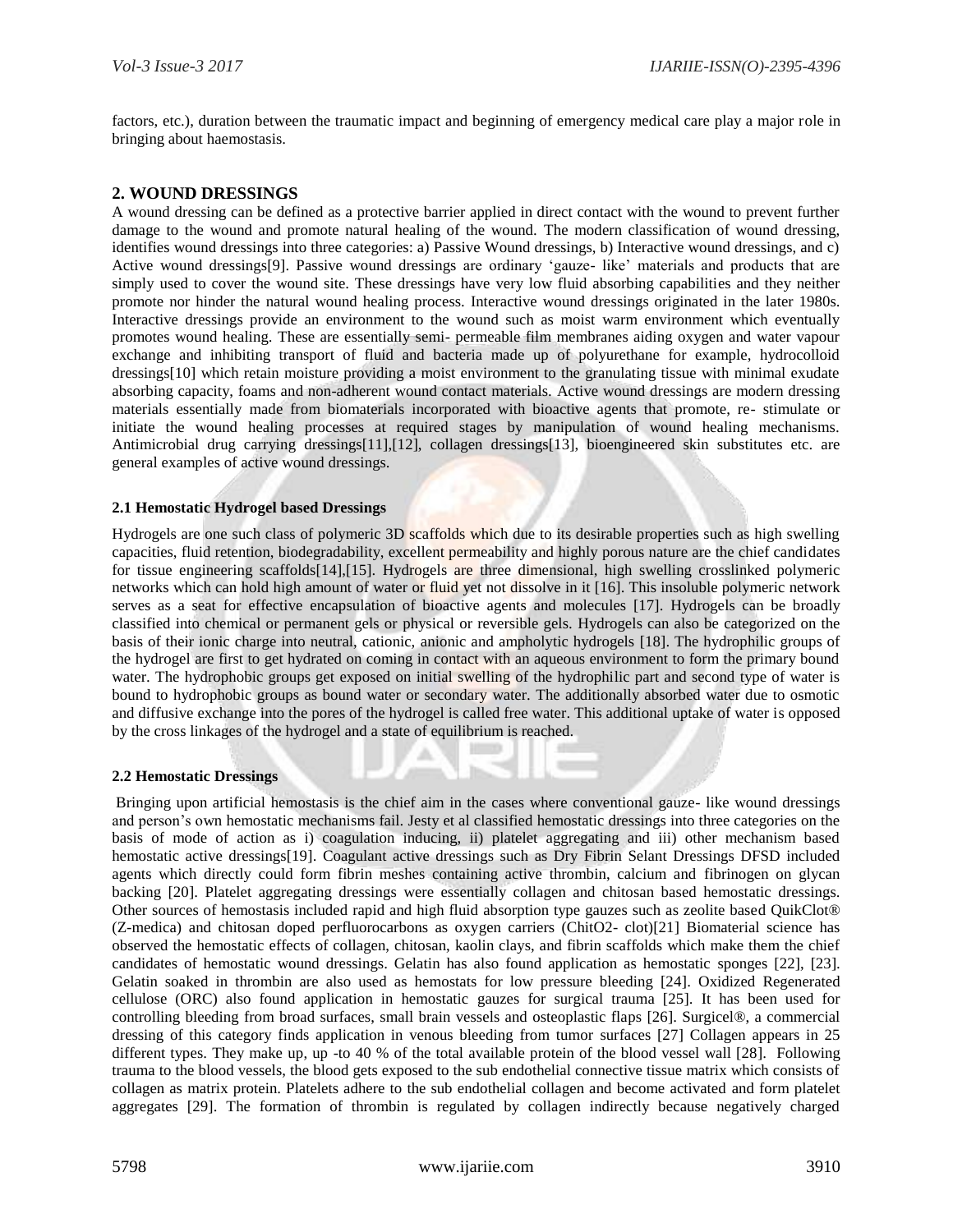factors, etc.), duration between the traumatic impact and beginning of emergency medical care play a major role in bringing about haemostasis.

## 2. WOUND DRESSINGS

A wound dressing can be defined as a protective barrier applied in direct contact with the wound to prevent further damage to the wound and promote natural healing of the wound. The modern classification of wound dressing, identifies wound dressings into three categories: a) Passive Wound dressings, b) Interactive wound dressings, and c) Active wound dressings[9]. Passive wound dressings are ordinary 'gauze- like' materials and products that are simply used to cover the wound site. These dressings have very low fluid absorbing capabilities and they neither promote nor hinder the natural wound healing process. Interactive wound dressings originated in the later 1980s. Interactive dressings provide an environment to the wound such as moist warm environment which eventually promotes wound healing. These are essentially semi- permeable film membranes aiding oxygen and water vapour exchange and inhibiting transport of fluid and bacteria made up of polyurethane for example, hydrocolloid dressings[10] which retain moisture providing a moist environment to the granulating tissue with minimal exudate absorbing capacity, foams and non-adherent wound contact materials. Active wound dressings are modern dressing materials essentially made from biomaterials incorporated with bioactive agents that promote, re- stimulate or initiate the wound healing processes at required stages by manipulation of wound healing mechanisms. Antimicrobial drug carrying dressings[11],[12], collagen dressings[13], bioengineered skin substitutes etc. are general examples of active wound dressings.

### 2.1 Hemostatic Hydrogel based Dressings

Hydrogels are one such class of polymeric 3D scaffolds which due to its desirable properties such as high swelling capacities, fluid retention, biodegradability, excellent permeability and highly porous nature are the chief candidates for tissue engineering scaffolds[14],[15]. Hydrogels are three dimensional, high swelling crosslinked polymeric networks which can hold high amount of water or fluid yet not dissolve in it [16]. This insoluble polymeric network serves as a seat for effective encapsulation of bioactive agents and molecules [17]. Hydrogels can be broadly classified into chemical or permanent gels or physical or reversible gels. Hydrogels can also be categorized on the basis of their ionic charge into neutral, cationic, anionic and ampholytic hydrogels [18]. The hydrophilic groups of the hydrogel are first to get hydrated on coming in contact with an aqueous environment to form the primary bound water. The hydrophobic groups get exposed on initial swelling of the hydrophilic part and second type of water is bound to hydrophobic groups as bound water or secondary water. The additionally absorbed water due to osmotic and diffusive exchange into the pores of the hydrogel is called free water. This additional uptake of water is opposed by the cross linkages of the hydrogel and a state of equilibrium is reached.

### 2.2 Hemostatic Dressings

Bringing upon artificial hemostasis is the chief aim in the cases where conventional gauze- like wound dressings and person's own hemostatic mechanisms fail. Jesty et al classified hemostatic dressings into three categories on the basis of mode of action as i) coagulation inducing, ii) platelet aggregating and iii) other mechanism based hemostatic active dressings[19]. Coagulant active dressings such as Dry Fibrin Selant Dressings DFSD included agents which directly could form fibrin meshes containing active thrombin, calcium and fibrinogen on glycan backing [20]. Platelet aggregating dressings were essentially collagen and chitosan based hemostatic dressings. Other sources of hemostasis included rapid and high fluid absorption type gauzes such as zeolite based QuikClot® (Z-medica) and chitosan doped perfluorocarbons as oxygen carriers (ChitO2- clot)[21] Biomaterial science has observed the hemostatic effects of collagen, chitosan, kaolin clays, and fibrin scaffolds which make them the chief candidates of hemostatic wound dressings. Gelatin has also found application as hemostatic sponges [22], [23]. Gelatin soaked in thrombin are also used as hemostats for low pressure bleeding [24]. Oxidized Regenerated cellulose (ORC) also found application in hemostatic gauzes for surgical trauma [25]. It has been used for controlling bleeding from broad surfaces, small brain vessels and osteoplastic flaps [26]. Surgicel®, a commercial dressing of this category finds application in venous bleeding from tumor surfaces [27] Collagen appears in 25 different types. They make up, up -to 40 % of the total available protein of the blood vessel wall [28]. Following trauma to the blood vessels, the blood gets exposed to the sub endothelial connective tissue matrix which consists of collagen as matrix protein. Platelets adhere to the sub endothelial collagen and become activated and form platelet aggregates [29]. The formation of thrombin is regulated by collagen indirectly because negatively charged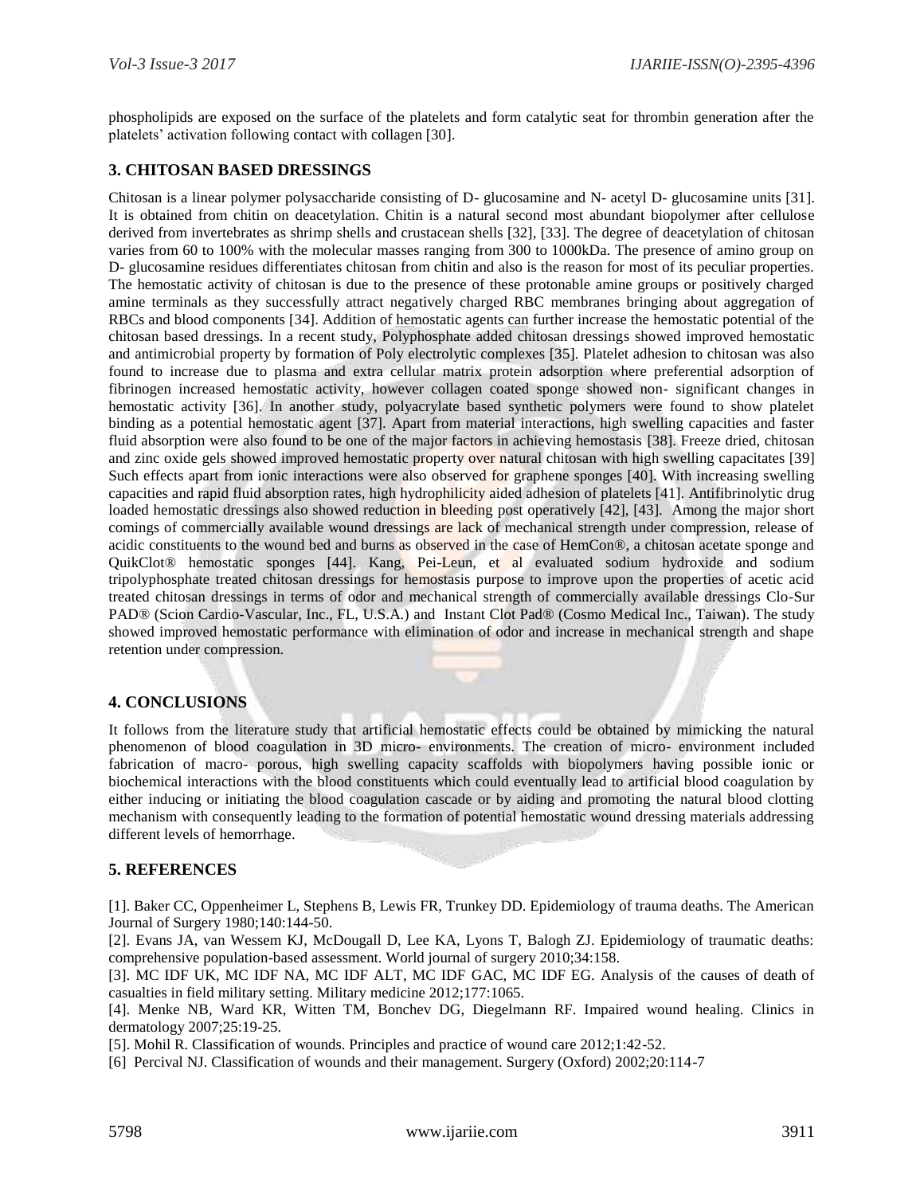phospholipids are exposed on the surface of the platelets and form catalytic seat for thrombin generation after the platelets' activation following contact with collagen [30].

## 3. CHITOSAN BASED DRESSINGS

Chitosan is a linear polymer polysaccharide consisting of D- glucosamine and N- acetyl D- glucosamine units [31]. It is obtained from chitin on deacetylation. Chitin is a natural second most abundant biopolymer after cellulose derived from invertebrates as shrimp shells and crustacean shells [32], [33]. The degree of deacetylation of chitosan varies from 60 to 100% with the molecular masses ranging from 300 to 1000kDa. The presence of amino group on D- glucosamine residues differentiates chitosan from chitin and also is the reason for most of its peculiar properties. The hemostatic activity of chitosan is due to the presence of these protonable amine groups or positively charged amine terminals as they successfully attract negatively charged RBC membranes bringing about aggregation of RBCs and blood components [34]. Addition of hemostatic agents can further increase the hemostatic potential of the chitosan based dressings. In a recent study, Polyphosphate added chitosan dressings showed improved hemostatic and antimicrobial property by formation of Poly electrolytic complexes [35]. Platelet adhesion to chitosan was also found to increase due to plasma and extra cellular matrix protein adsorption where preferential adsorption of fibrinogen increased hemostatic activity, however collagen coated sponge showed non- significant changes in hemostatic activity [36]. In another study, polyacrylate based synthetic polymers were found to show platelet binding as a potential hemostatic agent [37]. Apart from material interactions, high swelling capacities and faster fluid absorption were also found to be one of the major factors in achieving hemostasis [38]. Freeze dried, chitosan and zinc oxide gels showed improved hemostatic property over natural chitosan with high swelling capacitates [39] Such effects apart from ionic interactions were also observed for graphene sponges [40]. With increasing swelling capacities and rapid fluid absorption rates, high hydrophilicity aided adhesion of platelets [41]. Antifibrinolytic drug loaded hemostatic dressings also showed reduction in bleeding post operatively [42], [43]. Among the major short comings of commercially available wound dressings are lack of mechanical strength under compression, release of acidic constituents to the wound bed and burns as observed in the case of HemCon®, a chitosan acetate sponge and QuikClot® hemostatic sponges [44]. Kang, Pei-Leun, et al evaluated sodium hydroxide and sodium tripolyphosphate treated chitosan dressings for hemostasis purpose to improve upon the properties of acetic acid treated chitosan dressings in terms of odor and mechanical strength of commercially available dressings Clo-Sur PAD® (Scion Cardio-Vascular, Inc., FL, U.S.A.) and Instant Clot Pad® (Cosmo Medical Inc., Taiwan). The study showed improved hemostatic performance with elimination of odor and increase in mechanical strength and shape retention under compression.

## 4. CONCLUSIONS

It follows from the literature study that artificial hemostatic effects could be obtained by mimicking the natural phenomenon of blood coagulation in 3D micro- environments. The creation of micro- environment included fabrication of macro- porous, high swelling capacity scaffolds with biopolymers having possible ionic or biochemical interactions with the blood constituents which could eventually lead to artificial blood coagulation by either inducing or initiating the blood coagulation cascade or by aiding and promoting the natural blood clotting mechanism with consequently leading to the formation of potential hemostatic wound dressing materials addressing different levels of hemorrhage.

## 5. REFERENCES

[1]. Baker CC, Oppenheimer L, Stephens B, Lewis FR, Trunkey DD. Epidemiology of trauma deaths. The American Journal of Surgery 1980;140:144-50.

[2]. Evans JA, van Wessem KJ, McDougall D, Lee KA, Lyons T, Balogh ZJ. Epidemiology of traumatic deaths: comprehensive population-based assessment. World journal of surgery 2010;34:158.

[3]. MC IDF UK, MC IDF NA, MC IDF ALT, MC IDF GAC, MC IDF EG. Analysis of the causes of death of casualties in field military setting. Military medicine 2012;177:1065.

[4]. Menke NB, Ward KR, Witten TM, Bonchev DG, Diegelmann RF. Impaired wound healing. Clinics in dermatology 2007;25:19-25.

[5]. Mohil R. Classification of wounds. Principles and practice of wound care 2012;1:42-52.

[6] Percival NJ. Classification of wounds and their management. Surgery (Oxford) 2002;20:114-7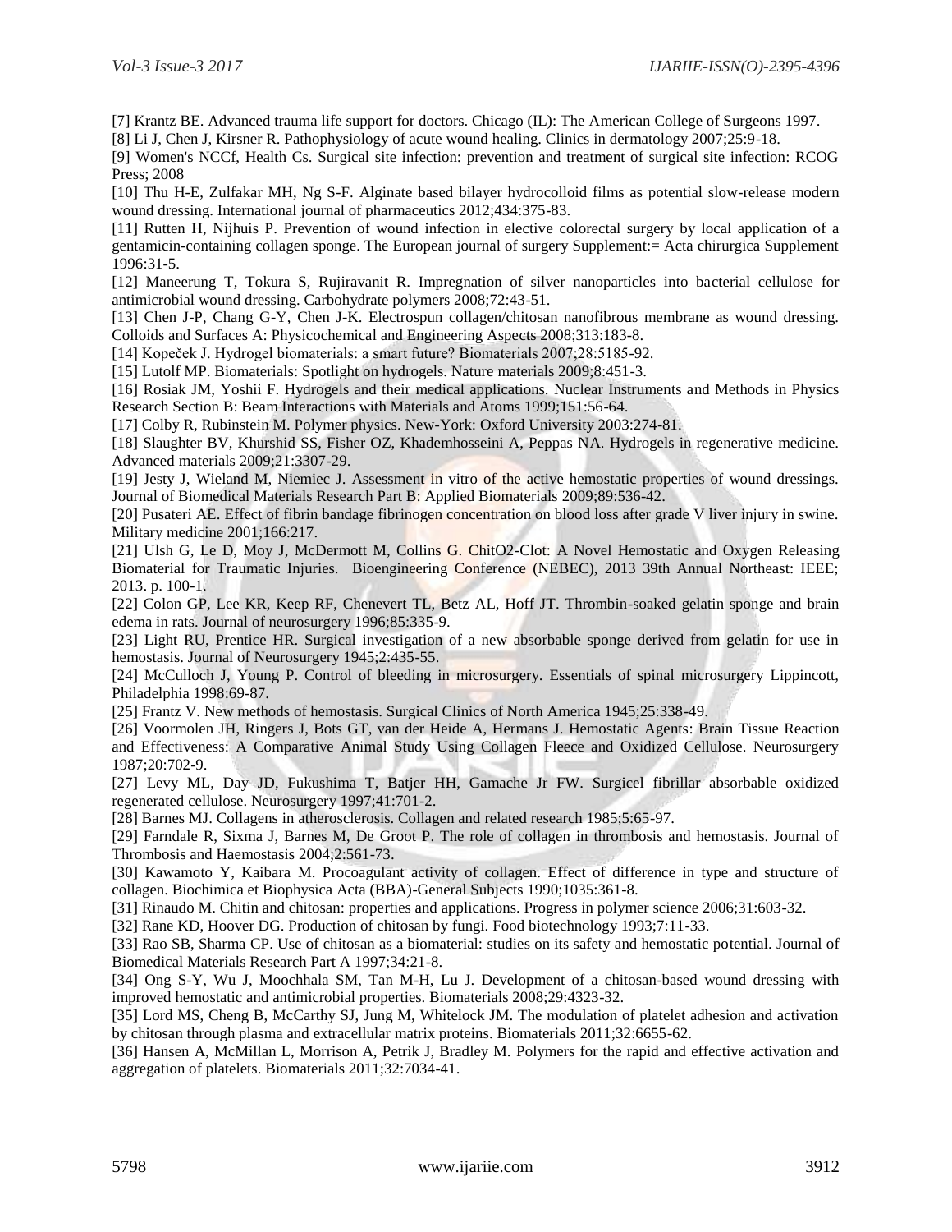[7] Krantz BE. Advanced trauma life support for doctors. Chicago (IL): The American College of Surgeons 1997.

[8] Li J, Chen J, Kirsner R. Pathophysiology of acute wound healing. Clinics in dermatology 2007;25:9-18.

[9] Women's NCCf, Health Cs. Surgical site infection: prevention and treatment of surgical site infection: RCOG Press; 2008

[10] Thu H-E, Zulfakar MH, Ng S-F. Alginate based bilayer hydrocolloid films as potential slow-release modern wound dressing. International journal of pharmaceutics 2012;434:375-83.

[11] Rutten H, Nijhuis P. Prevention of wound infection in elective colorectal surgery by local application of a gentamicin-containing collagen sponge. The European journal of surgery Supplement:= Acta chirurgica Supplement 1996:31-5.

[12] Maneerung T, Tokura S, Rujiravanit R. Impregnation of silver nanoparticles into bacterial cellulose for antimicrobial wound dressing. Carbohydrate polymers 2008;72:43-51.

[13] Chen J-P, Chang G-Y, Chen J-K. Electrospun collagen/chitosan nanofibrous membrane as wound dressing. Colloids and Surfaces A: Physicochemical and Engineering Aspects 2008;313:183-8.

[14] Kopeček J. Hydrogel biomaterials: a smart future? Biomaterials 2007;28:5185-92.

[15] Lutolf MP. Biomaterials: Spotlight on hydrogels. Nature materials 2009;8:451-3.

[16] Rosiak JM, Yoshii F. Hydrogels and their medical applications. Nuclear Instruments and Methods in Physics Research Section B: Beam Interactions with Materials and Atoms 1999;151:56-64.

[17] Colby R, Rubinstein M. Polymer physics. New-York: Oxford University 2003:274-81.

[18] Slaughter BV, Khurshid SS, Fisher OZ, Khademhosseini A, Peppas NA. Hydrogels in regenerative medicine. Advanced materials 2009;21:3307-29.

[19] Jesty J, Wieland M, Niemiec J. Assessment in vitro of the active hemostatic properties of wound dressings. Journal of Biomedical Materials Research Part B: Applied Biomaterials 2009;89:536-42.

[20] Pusateri AE. Effect of fibrin bandage fibrinogen concentration on blood loss after grade V liver injury in swine. Military medicine 2001;166:217.

[21] Ulsh G, Le D, Moy J, McDermott M, Collins G. ChitO2-Clot: A Novel Hemostatic and Oxygen Releasing Biomaterial for Traumatic Injuries. Bioengineering Conference (NEBEC), 2013 39th Annual Northeast: IEEE; 2013. p. 100-1.

[22] Colon GP, Lee KR, Keep RF, Chenevert TL, Betz AL, Hoff JT. Thrombin-soaked gelatin sponge and brain edema in rats. Journal of neurosurgery 1996;85:335-9.

[23] Light RU, Prentice HR. Surgical investigation of a new absorbable sponge derived from gelatin for use in hemostasis. Journal of Neurosurgery 1945;2:435-55.

[24] McCulloch J, Young P. Control of bleeding in microsurgery. Essentials of spinal microsurgery Lippincott, Philadelphia 1998:69-87.

[25] Frantz V. New methods of hemostasis. Surgical Clinics of North America 1945;25:338-49.

[26] Voormolen JH, Ringers J, Bots GT, van der Heide A, Hermans J. Hemostatic Agents: Brain Tissue Reaction and Effectiveness: A Comparative Animal Study Using Collagen Fleece and Oxidized Cellulose. Neurosurgery 1987;20:702-9.

[27] Levy ML, Day JD, Fukushima T, Batjer HH, Gamache Jr FW. Surgicel fibrillar absorbable oxidized regenerated cellulose. Neurosurgery 1997;41:701-2.

[28] Barnes MJ. Collagens in atherosclerosis. Collagen and related research 1985;5:65-97.

[29] Farndale R, Sixma J, Barnes M, De Groot P. The role of collagen in thrombosis and hemostasis. Journal of Thrombosis and Haemostasis 2004;2:561-73.

[30] Kawamoto Y, Kaibara M. Procoagulant activity of collagen. Effect of difference in type and structure of collagen. Biochimica et Biophysica Acta (BBA)-General Subjects 1990;1035:361-8.

[31] Rinaudo M. Chitin and chitosan: properties and applications. Progress in polymer science 2006;31:603-32.

[32] Rane KD, Hoover DG. Production of chitosan by fungi. Food biotechnology 1993;7:11-33.

[33] Rao SB, Sharma CP. Use of chitosan as a biomaterial: studies on its safety and hemostatic potential. Journal of Biomedical Materials Research Part A 1997;34:21-8.

[34] Ong S-Y, Wu J, Moochhala SM, Tan M-H, Lu J. Development of a chitosan-based wound dressing with improved hemostatic and antimicrobial properties. Biomaterials 2008;29:4323-32.

[35] Lord MS, Cheng B, McCarthy SJ, Jung M, Whitelock JM. The modulation of platelet adhesion and activation by chitosan through plasma and extracellular matrix proteins. Biomaterials 2011;32:6655-62.

[36] Hansen A, McMillan L, Morrison A, Petrik J, Bradley M. Polymers for the rapid and effective activation and aggregation of platelets. Biomaterials 2011;32:7034-41.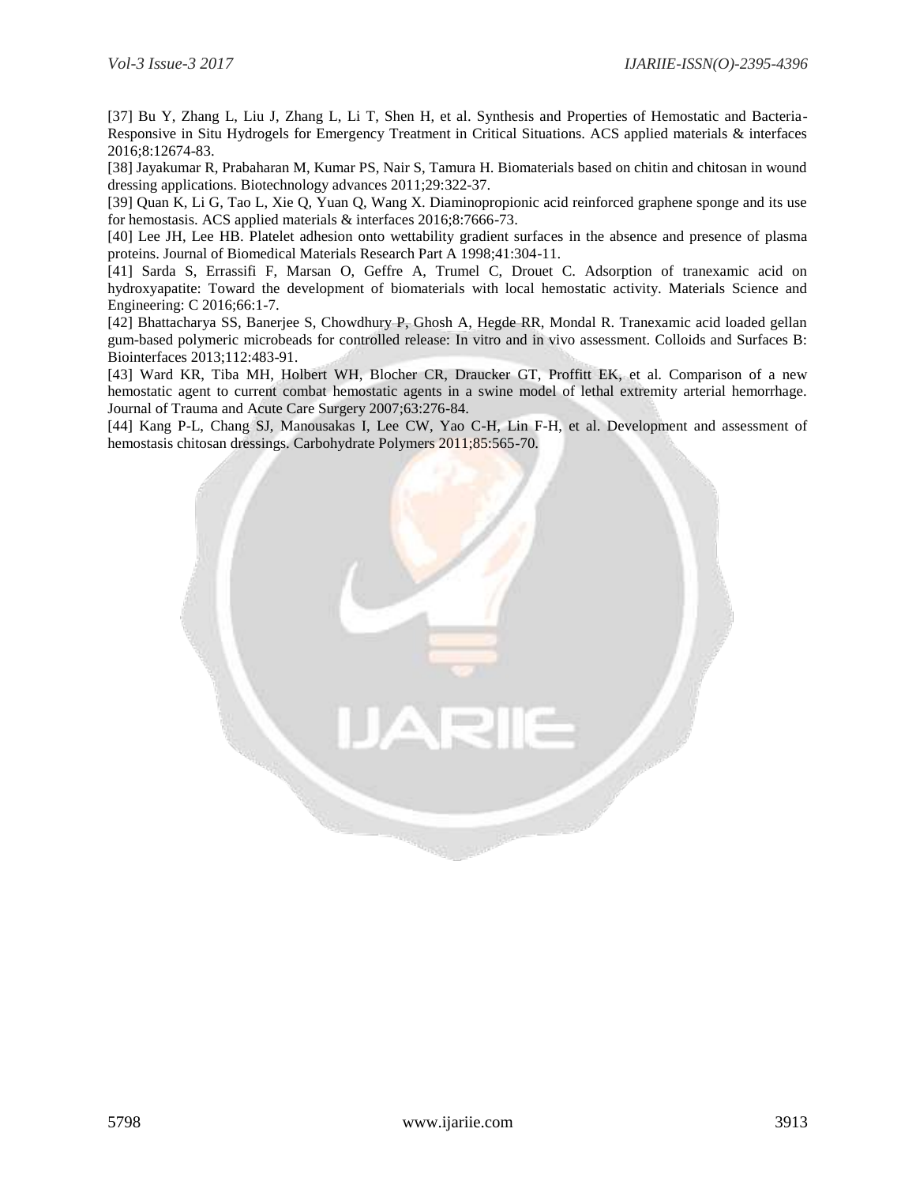[37] Bu Y, Zhang L, Liu J, Zhang L, Li T, Shen H, et al. Synthesis and Properties of Hemostatic and Bacteria-Responsive in Situ Hydrogels for Emergency Treatment in Critical Situations. ACS applied materials & interfaces 2016;8:12674-83.

[38] Jayakumar R, Prabaharan M, Kumar PS, Nair S, Tamura H. Biomaterials based on chitin and chitosan in wound dressing applications. Biotechnology advances 2011;29:322-37.

[39] Quan K, Li G, Tao L, Xie Q, Yuan Q, Wang X. Diaminopropionic acid reinforced graphene sponge and its use for hemostasis. ACS applied materials & interfaces 2016;8:7666-73.

[40] Lee JH, Lee HB. Platelet adhesion onto wettability gradient surfaces in the absence and presence of plasma proteins. Journal of Biomedical Materials Research Part A 1998;41:304-11.

[41] Sarda S, Errassifi F, Marsan O, Geffre A, Trumel C, Drouet C. Adsorption of tranexamic acid on hydroxyapatite: Toward the development of biomaterials with local hemostatic activity. Materials Science and Engineering: C 2016;66:1-7.

[42] Bhattacharya SS, Banerjee S, Chowdhury P, Ghosh A, Hegde RR, Mondal R. Tranexamic acid loaded gellan gum-based polymeric microbeads for controlled release: In vitro and in vivo assessment. Colloids and Surfaces B: Biointerfaces 2013;112:483-91.

[43] Ward KR, Tiba MH, Holbert WH, Blocher CR, Draucker GT, Proffitt EK, et al. Comparison of a new hemostatic agent to current combat hemostatic agents in a swine model of lethal extremity arterial hemorrhage. Journal of Trauma and Acute Care Surgery 2007;63:276-84.

[44] Kang P-L, Chang SJ, Manousakas I, Lee CW, Yao C-H, Lin F-H, et al. Development and assessment of hemostasis chitosan dressings. Carbohydrate Polymers 2011;85:565-70.